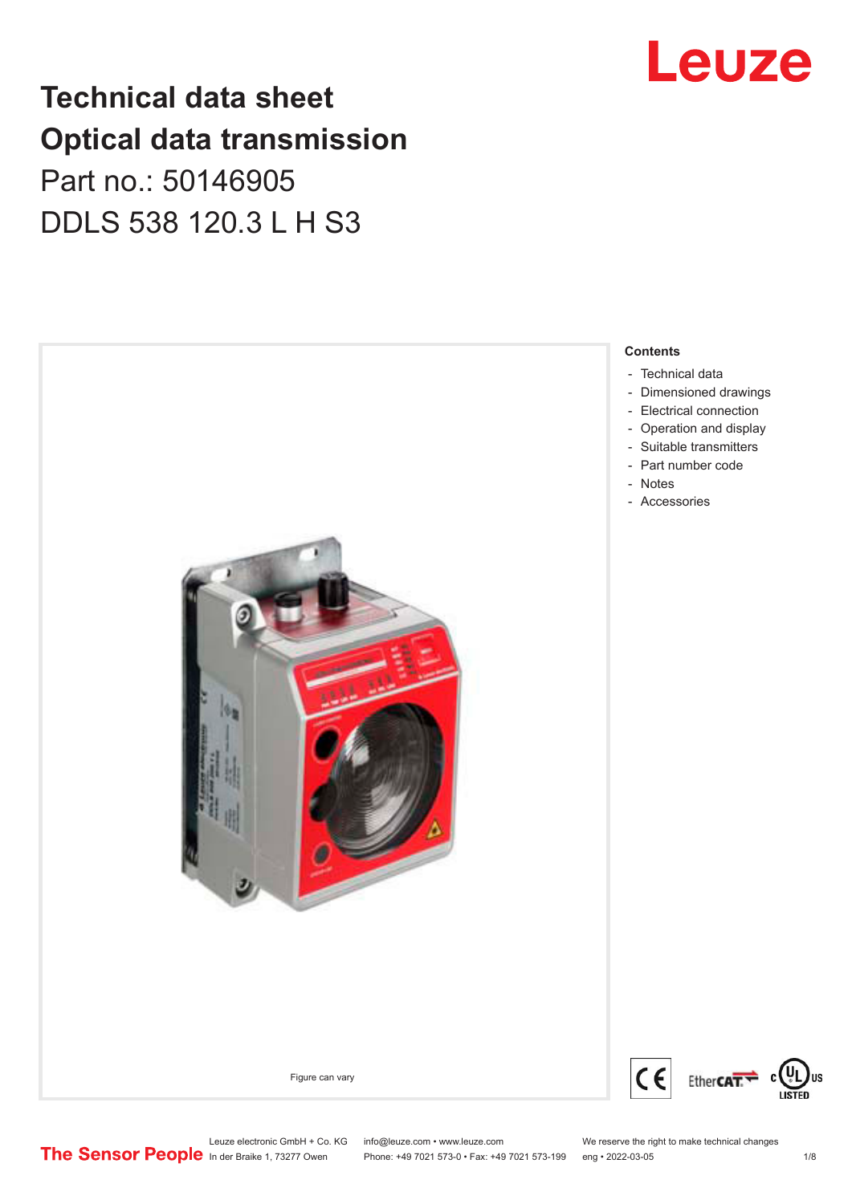# Technical data sheet
# Optical data transmission

Part no.: 50146905

DDLS 538 120.3 L H S3

Figure can vary

**Contents**

- Technical data
- Dimensioned drawings
- Electrical connection
- Operation and display
- Suitable transmitters
- Part number code
- Notes
- Accessories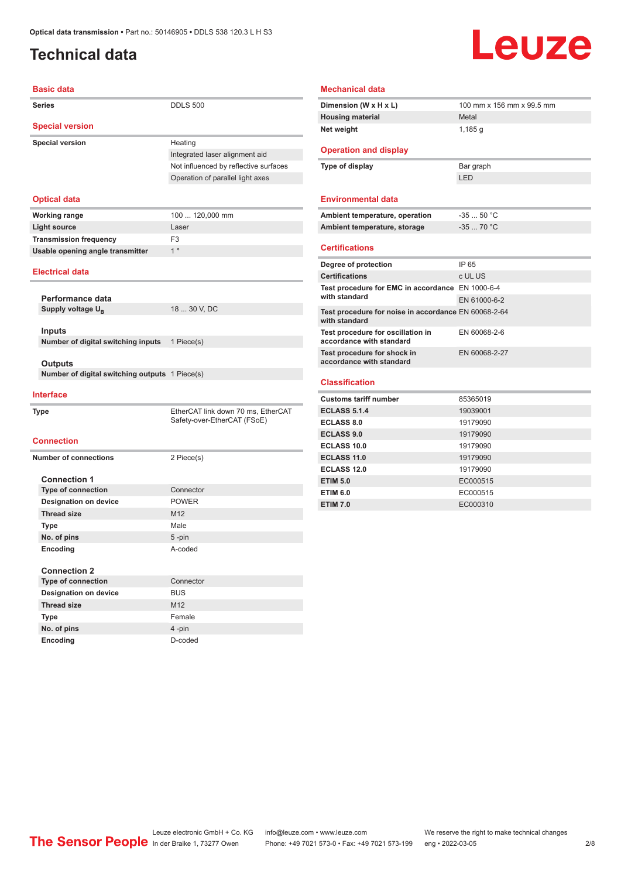# Technical data

## Basic data

| | |
|---|---|
| Series | DDLS 500 |

## Special version

| | |
|---|---|
| Special version | Heating |
| | Integrated laser alignment aid |
| | Not influenced by reflective surfaces |
| | Operation of parallel light axes |

## Optical data

| | |
|---|---|
| Working range | 100 ... 120,000 mm |
| Light source | Laser |
| Transmission frequency | F3 |
| Usable opening angle transmitter | 1 ° |

## Electrical data

### Performance data

| | |
|---|---|
| Supply voltage $U_B$ | 18 ... 30 V, DC |

### Inputs

| | |
|---|---|
| Number of digital switching inputs | 1 Piece(s) |

### Outputs

| | |
|---|---|
| Number of digital switching outputs | 1 Piece(s) |

## Interface

| | |
|---|---|
| Type | EtherCAT link down 70 ms, EtherCAT Safety-over-EtherCAT (FSoE) |

## Connection

| | |
|---|---|
| Number of connections | 2 Piece(s) |

### Connection 1

| | |
|---|---|
| Type of connection | Connector |
| Designation on device | POWER |
| Thread size | M12 |
| Type | Male |
| No. of pins | 5 -pin |
| Encoding | A-coded |

### Connection 2

| | |
|---|---|
| Type of connection | Connector |
| Designation on device | BUS |
| Thread size | M12 |
| Type | Female |
| No. of pins | 4 -pin |
| Encoding | D-coded |

## Mechanical data

| | |
|---|---|
| Dimension (W x H x L) | 100 mm x 156 mm x 99.5 mm |
| Housing material | Metal |
| Net weight | 1,185 g |

## Operation and display

| | |
|---|---|
| Type of display | Bar graph |
| | LED |

## Environmental data

| | |
|---|---|
| Ambient temperature, operation | -35 ... 50 °C |
| Ambient temperature, storage | -35 ... 70 °C |

## Certifications

| | |
|---|---|
| Degree of protection | IP 65 |
| Certifications | c UL US |
| Test procedure for EMC in accordance with standard | EN 1000-6-4 |
| | EN 61000-6-2 |
| Test procedure for noise in accordance with standard | EN 60068-2-64 |
| Test procedure for oscillation in accordance with standard | EN 60068-2-6 |
| Test procedure for shock in accordance with standard | EN 60068-2-27 |

## Classification

| | |
|---|---|
| Customs tariff number | 85365019 |
| ECLASS 5.1.4 | 19039001 |
| ECLASS 8.0 | 19179090 |
| ECLASS 9.0 | 19179090 |
| ECLASS 10.0 | 19179090 |
| ECLASS 11.0 | 19179090 |
| ECLASS 12.0 | 19179090 |
| ETIM 5.0 | EC000515 |
| ETIM 6.0 | EC000515 |
| ETIM 7.0 | EC000310 |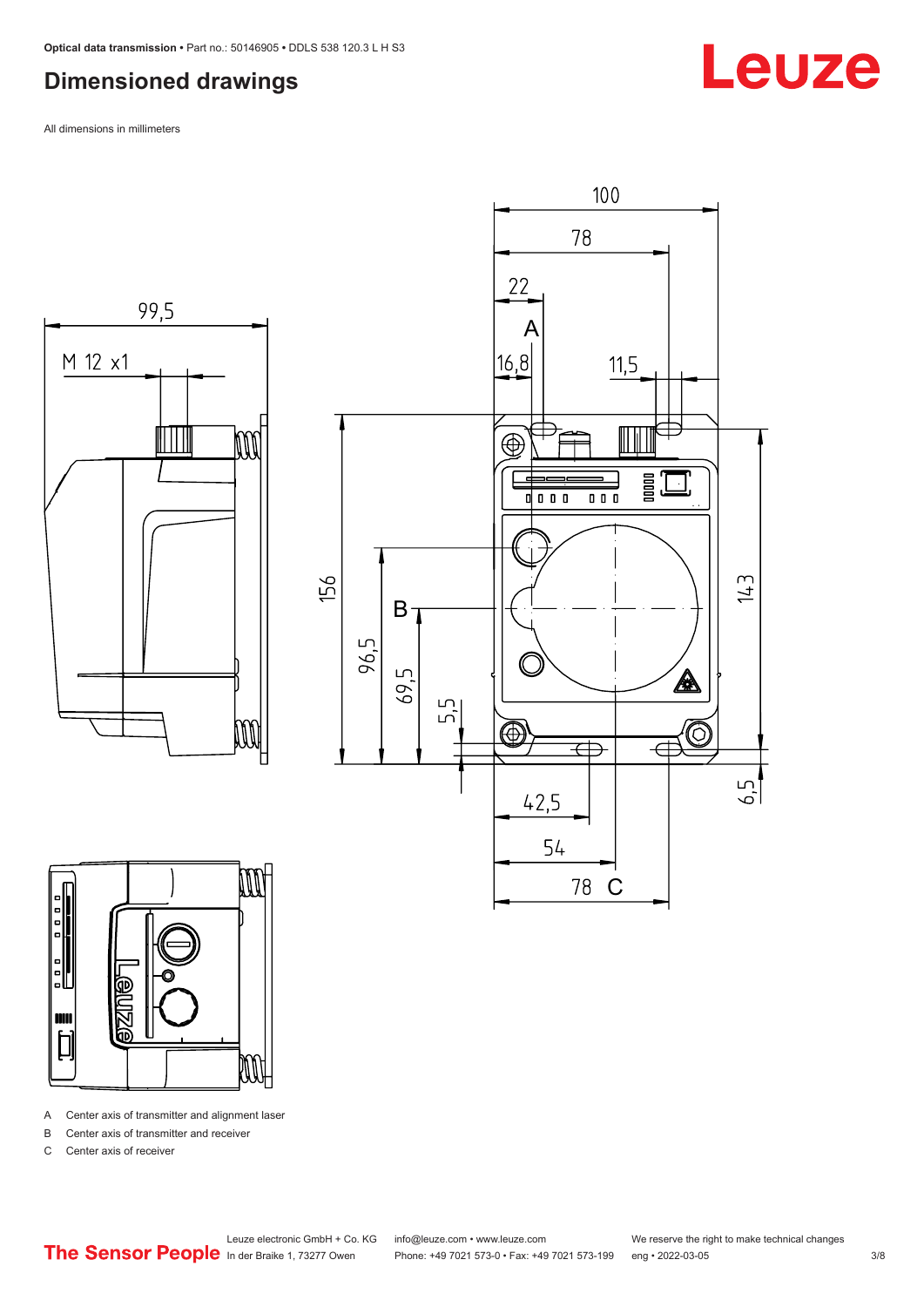## Dimensioned drawings

All dimensions in millimeters

A Center axis of transmitter and alignment laser

B Center axis of transmitter and receiver

C Center axis of receiver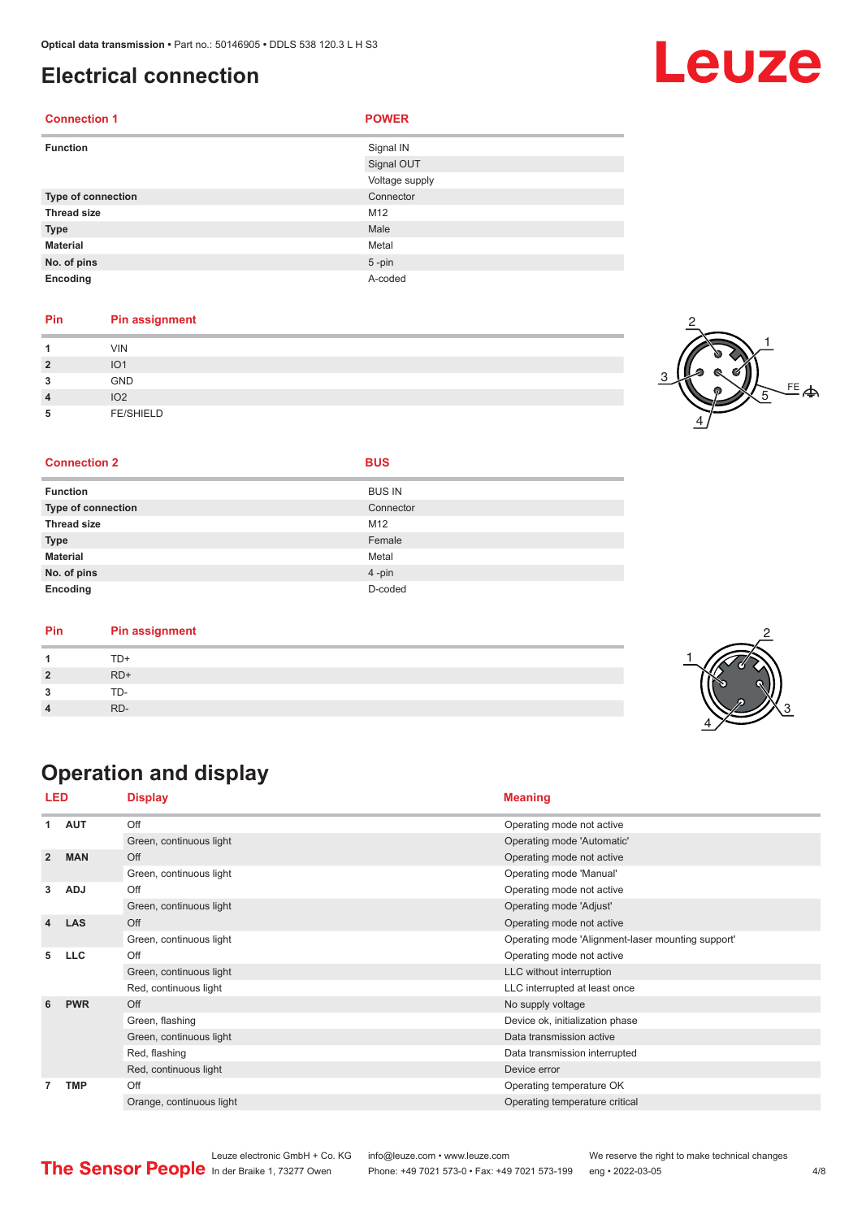# Electrical connection

| Connection 1 | POWER |
|---|---|
| Function | Signal IN |
| | Signal OUT |
| | Voltage supply |
| Type of connection | Connector |
| Thread size | M12 |
| Type | Male |
| Material | Metal |
| No. of pins | 5 -pin |
| Encoding | A-coded |

| Pin | Pin assignment |
|---|---|
| 1 | VIN |
| 2 | IO1 |
| 3 | GND |
| 4 | IO2 |
| 5 | FE/SHIELD |

| Connection 2 | BUS |
|---|---|
| Function | BUS IN |
| Type of connection | Connector |
| Thread size | M12 |
| Type | Female |
| Material | Metal |
| No. of pins | 4 -pin |
| Encoding | D-coded |

| Pin | Pin assignment |
|---|---|
| 1 | TD+ |
| 2 | RD+ |
| 3 | TD- |
| 4 | RD- |

# Operation and display

| LED | | Display | Meaning |
|---|---|---|---|
| 1 | AUT | Off | Operating mode not active |
| | | Green, continuous light | Operating mode 'Automatic' |
| 2 | MAN | Off | Operating mode not active |
| | | Green, continuous light | Operating mode 'Manual' |
| 3 | ADJ | Off | Operating mode not active |
| | | Green, continuous light | Operating mode 'Adjust' |
| 4 | LAS | Off | Operating mode not active |
| | | Green, continuous light | Operating mode 'Alignment-laser mounting support' |
| 5 | LLC | Off | Operating mode not active |
| | | Green, continuous light | LLC without interruption |
| | | Red, continuous light | LLC interrupted at least once |
| 6 | PWR | Off | No supply voltage |
| | | Green, flashing | Device ok, initialization phase |
| | | Green, continuous light | Data transmission active |
| | | Red, flashing | Data transmission interrupted |
| | | Red, continuous light | Device error |
| 7 | TMP | Off | Operating temperature OK |
| | | Orange, continuous light | Operating temperature critical |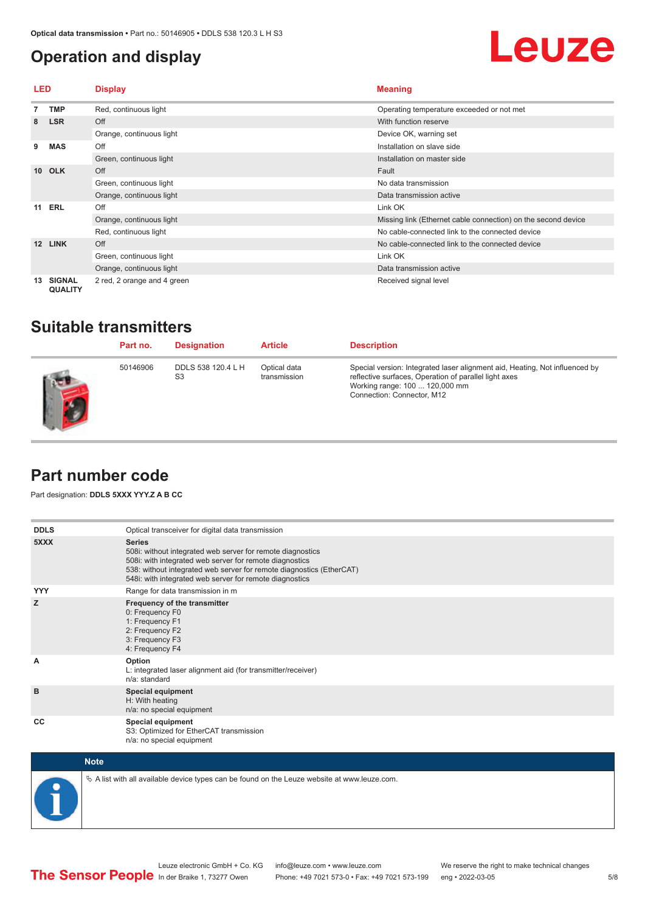## Operation and display

| LED | | Display | Meaning |
|---|---|---|---|
| 7 | TMP | Red, continuous light | Operating temperature exceeded or not met |
| 8 | LSR | Off | With function reserve |
| | | Orange, continuous light | Device OK, warning set |
| 9 | MAS | Off | Installation on slave side |
| | | Green, continuous light | Installation on master side |
| 10 | OLK | Off | Fault |
| | | Green, continuous light | No data transmission |
| | | Orange, continuous light | Data transmission active |
| 11 | ERL | Off | Link OK |
| | | Orange, continuous light | Missing link (Ethernet cable connection) on the second device |
| | | Red, continuous light | No cable-connected link to the connected device |
| 12 | LINK | Off | No cable-connected link to the connected device |
| | | Green, continuous light | Link OK |
| | | Orange, continuous light | Data transmission active |
| 13 | SIGNAL QUALITY | 2 red, 2 orange and 4 green | Received signal level |

## Suitable transmitters

| Part no. | Designation | Article | Description |
|---|---|---|---|
| 50146906 | DDLS 538 120.4 L H S3 | Optical data transmission | Special version: Integrated laser alignment aid, Heating, Not influenced by reflective surfaces, Operation of parallel light axes<br>Working range: 100 ... 120,000 mm<br>Connection: Connector, M12 |

## Part number code

Part designation: **DDLS 5XXX YYY.Z A B CC**

| | |
|---|---|
| **DDLS** | Optical transceiver for digital data transmission |
| **5XXX** | **Series**<br>508i: without integrated web server for remote diagnostics<br>508i: with integrated web server for remote diagnostics<br>538: without integrated web server for remote diagnostics (EtherCAT)<br>548i: with integrated web server for remote diagnostics |
| **YYY** | Range for data transmission in m |
| **Z** | **Frequency of the transmitter**<br>0: Frequency F0<br>1: Frequency F1<br>2: Frequency F2<br>3: Frequency F3<br>4: Frequency F4 |
| **A** | **Option**<br>L: integrated laser alignment aid (for transmitter/receiver)<br>n/a: standard |
| **B** | **Special equipment**<br>H: With heating<br>n/a: no special equipment |
| **CC** | **Special equipment**<br>S3: Optimized for EtherCAT transmission<br>n/a: no special equipment |

**Note**

↳ A list with all available device types can be found on the Leuze website at www.leuze.com.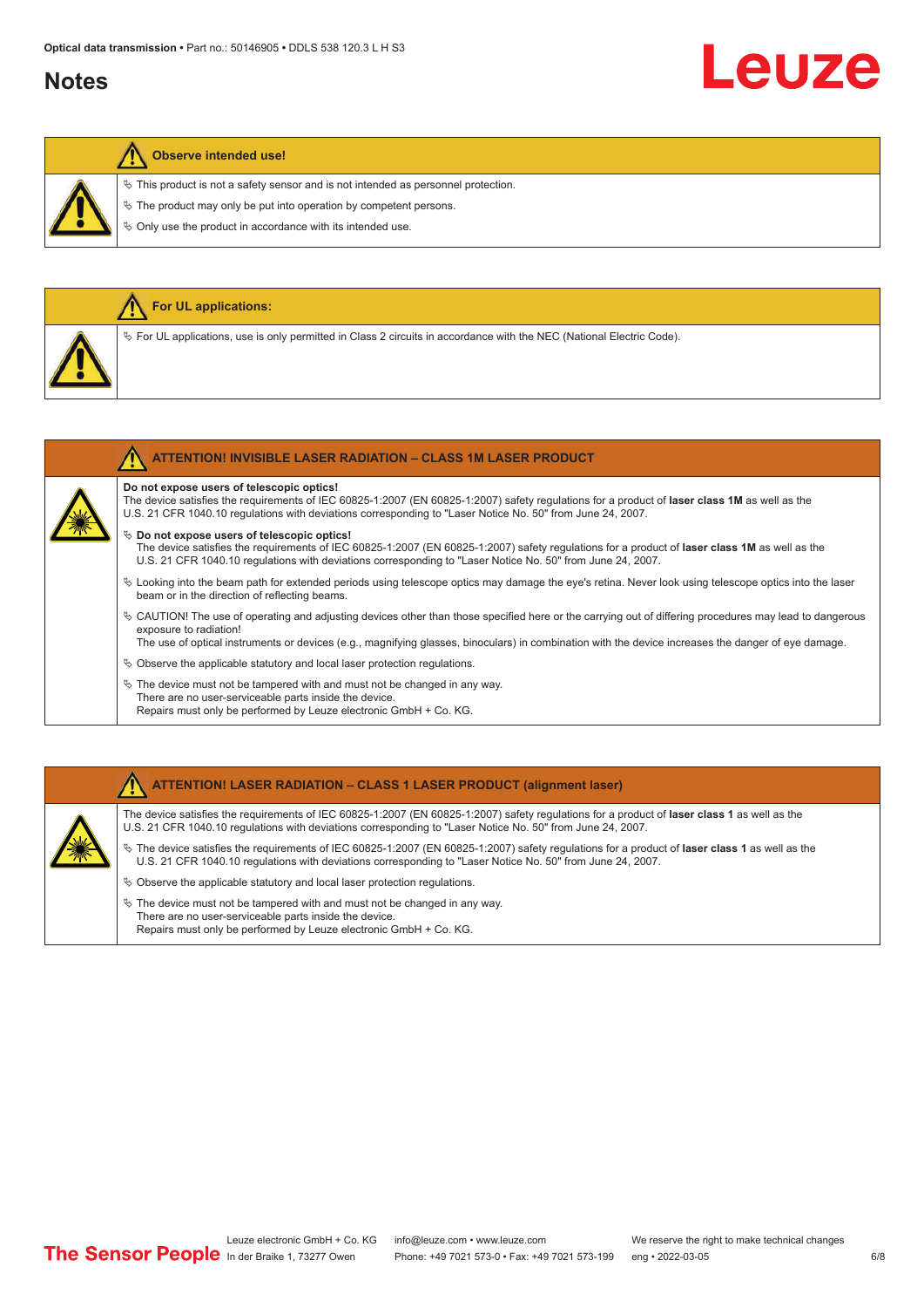## Notes

**Observe intended use!**

- ✧ This product is not a safety sensor and is not intended as personnel protection.
- ✧ The product may only be put into operation by competent persons.
- ✧ Only use the product in accordance with its intended use.

**For UL applications:**

- ✧ For UL applications, use is only permitted in Class 2 circuits in accordance with the NEC (National Electric Code).

**ATTENTION! INVISIBLE LASER RADIATION – CLASS 1M LASER PRODUCT**

**Do not expose users of telescopic optics!**
The device satisfies the requirements of IEC 60825-1:2007 (EN 60825-1:2007) safety regulations for a product of **laser class 1M** as well as the U.S. 21 CFR 1040.10 regulations with deviations corresponding to "Laser Notice No. 50" from June 24, 2007.

- ✧ **Do not expose users of telescopic optics!**
  The device satisfies the requirements of IEC 60825-1:2007 (EN 60825-1:2007) safety regulations for a product of **laser class 1M** as well as the U.S. 21 CFR 1040.10 regulations with deviations corresponding to "Laser Notice No. 50" from June 24, 2007.
- ✧ Looking into the beam path for extended periods using telescope optics may damage the eye's retina. Never look using telescope optics into the laser beam or in the direction of reflecting beams.
- ✧ CAUTION! The use of operating and adjusting devices other than those specified here or the carrying out of differing procedures may lead to dangerous exposure to radiation!
  The use of optical instruments or devices (e.g., magnifying glasses, binoculars) in combination with the device increases the danger of eye damage.
- ✧ Observe the applicable statutory and local laser protection regulations.
- ✧ The device must not be tampered with and must not be changed in any way.
  There are no user-serviceable parts inside the device.
  Repairs must only be performed by Leuze electronic GmbH + Co. KG.

**ATTENTION! LASER RADIATION – CLASS 1 LASER PRODUCT (alignment laser)**

The device satisfies the requirements of IEC 60825-1:2007 (EN 60825-1:2007) safety regulations for a product of **laser class 1** as well as the U.S. 21 CFR 1040.10 regulations with deviations corresponding to "Laser Notice No. 50" from June 24, 2007.

- ✧ The device satisfies the requirements of IEC 60825-1:2007 (EN 60825-1:2007) safety regulations for a product of **laser class 1** as well as the U.S. 21 CFR 1040.10 regulations with deviations corresponding to "Laser Notice No. 50" from June 24, 2007.
- ✧ Observe the applicable statutory and local laser protection regulations.
- ✧ The device must not be tampered with and must not be changed in any way.
  There are no user-serviceable parts inside the device.
  Repairs must only be performed by Leuze electronic GmbH + Co. KG.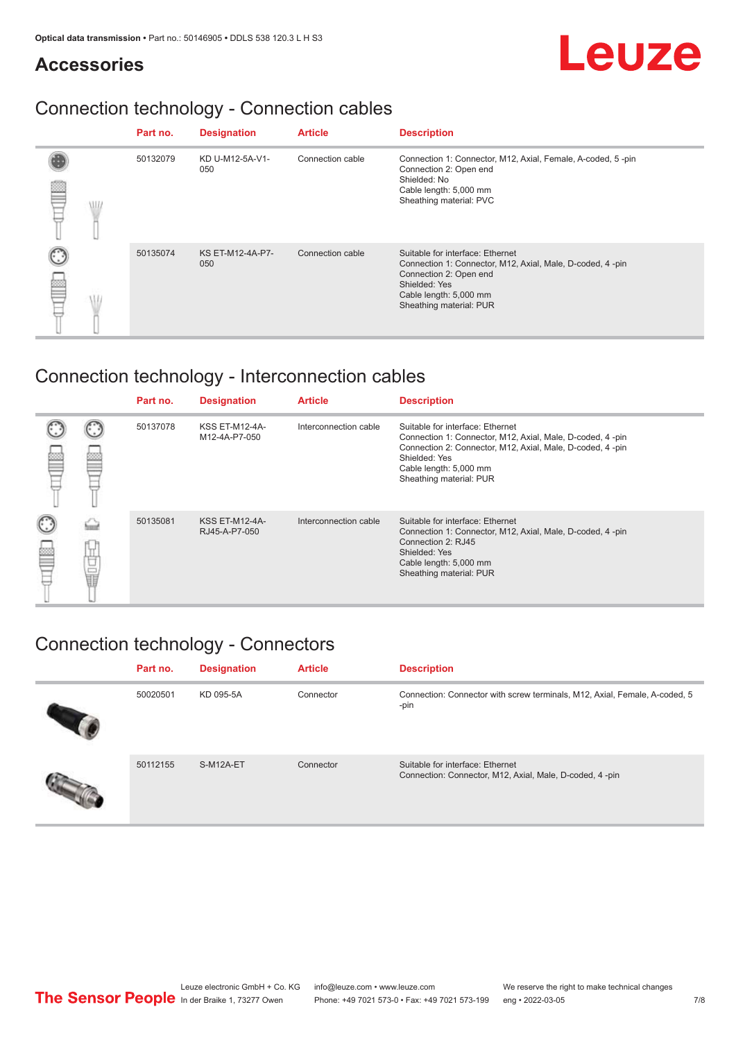## Accessories

### Connection technology - Connection cables

| Part no. | Designation | Article | Description |
|---|---|---|---|
| 50132079 | KD U-M12-5A-V1-050 | Connection cable | Connection 1: Connector, M12, Axial, Female, A-coded, 5 -pin<br>Connection 2: Open end<br>Shielded: No<br>Cable length: 5,000 mm<br>Sheathing material: PVC |
| 50135074 | KS ET-M12-4A-P7-050 | Connection cable | Suitable for interface: Ethernet<br>Connection 1: Connector, M12, Axial, Male, D-coded, 4 -pin<br>Connection 2: Open end<br>Shielded: Yes<br>Cable length: 5,000 mm<br>Sheathing material: PUR |

### Connection technology - Interconnection cables

| Part no. | Designation | Article | Description |
|---|---|---|---|
| 50137078 | KSS ET-M12-4A-M12-4A-P7-050 | Interconnection cable | Suitable for interface: Ethernet<br>Connection 1: Connector, M12, Axial, Male, D-coded, 4 -pin<br>Connection 2: Connector, M12, Axial, Male, D-coded, 4 -pin<br>Shielded: Yes<br>Cable length: 5,000 mm<br>Sheathing material: PUR |
| 50135081 | KSS ET-M12-4A-RJ45-A-P7-050 | Interconnection cable | Suitable for interface: Ethernet<br>Connection 1: Connector, M12, Axial, Male, D-coded, 4 -pin<br>Connection 2: RJ45<br>Shielded: Yes<br>Cable length: 5,000 mm<br>Sheathing material: PUR |

### Connection technology - Connectors

| Part no. | Designation | Article | Description |
|---|---|---|---|
| 50020501 | KD 095-5A | Connector | Connection: Connector with screw terminals, M12, Axial, Female, A-coded, 5 -pin |
| 50112155 | S-M12A-ET | Connector | Suitable for interface: Ethernet<br>Connection: Connector, M12, Axial, Male, D-coded, 4 -pin |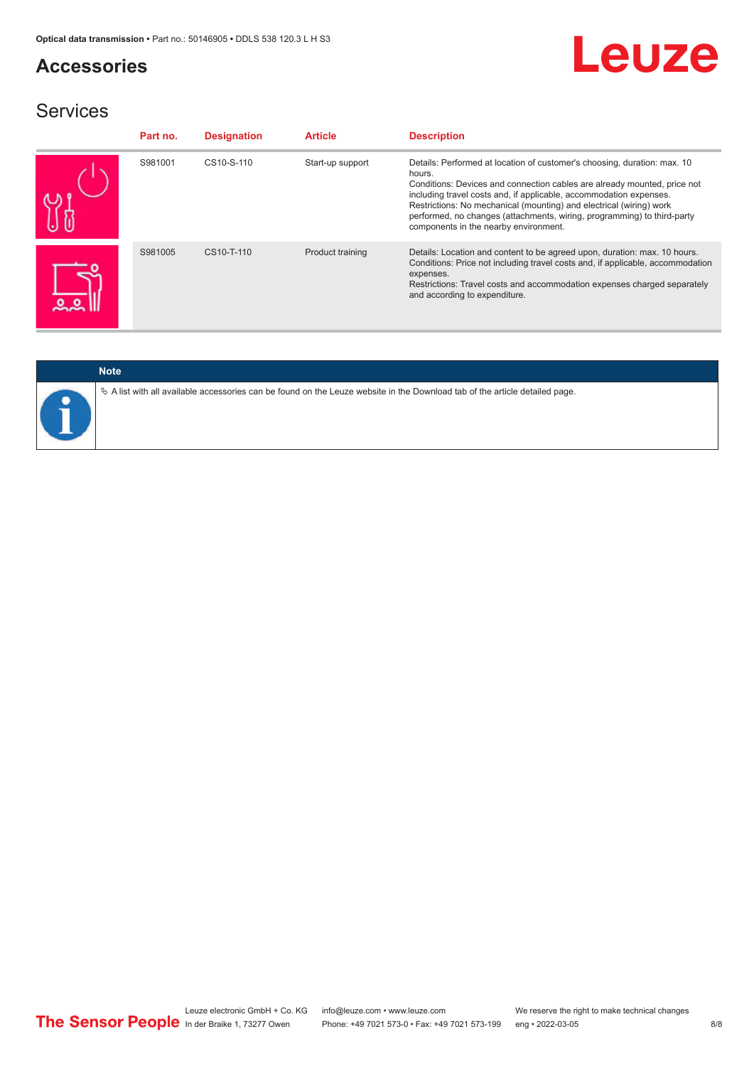## Accessories

### Services

| | Part no. | Designation | Article | Description |
|---|---|---|---|---|
| | S981001 | CS10-S-110 | Start-up support | Details: Performed at location of customer's choosing, duration: max. 10 hours. Conditions: Devices and connection cables are already mounted, price not including travel costs and, if applicable, accommodation expenses. Restrictions: No mechanical (mounting) and electrical (wiring) work performed, no changes (attachments, wiring, programming) to third-party components in the nearby environment. |
| | S981005 | CS10-T-110 | Product training | Details: Location and content to be agreed upon, duration: max. 10 hours. Conditions: Price not including travel costs and, if applicable, accommodation expenses. Restrictions: Travel costs and accommodation expenses charged separately and according to expenditure. |

**Note**

↳ A list with all available accessories can be found on the Leuze website in the Download tab of the article detailed page.